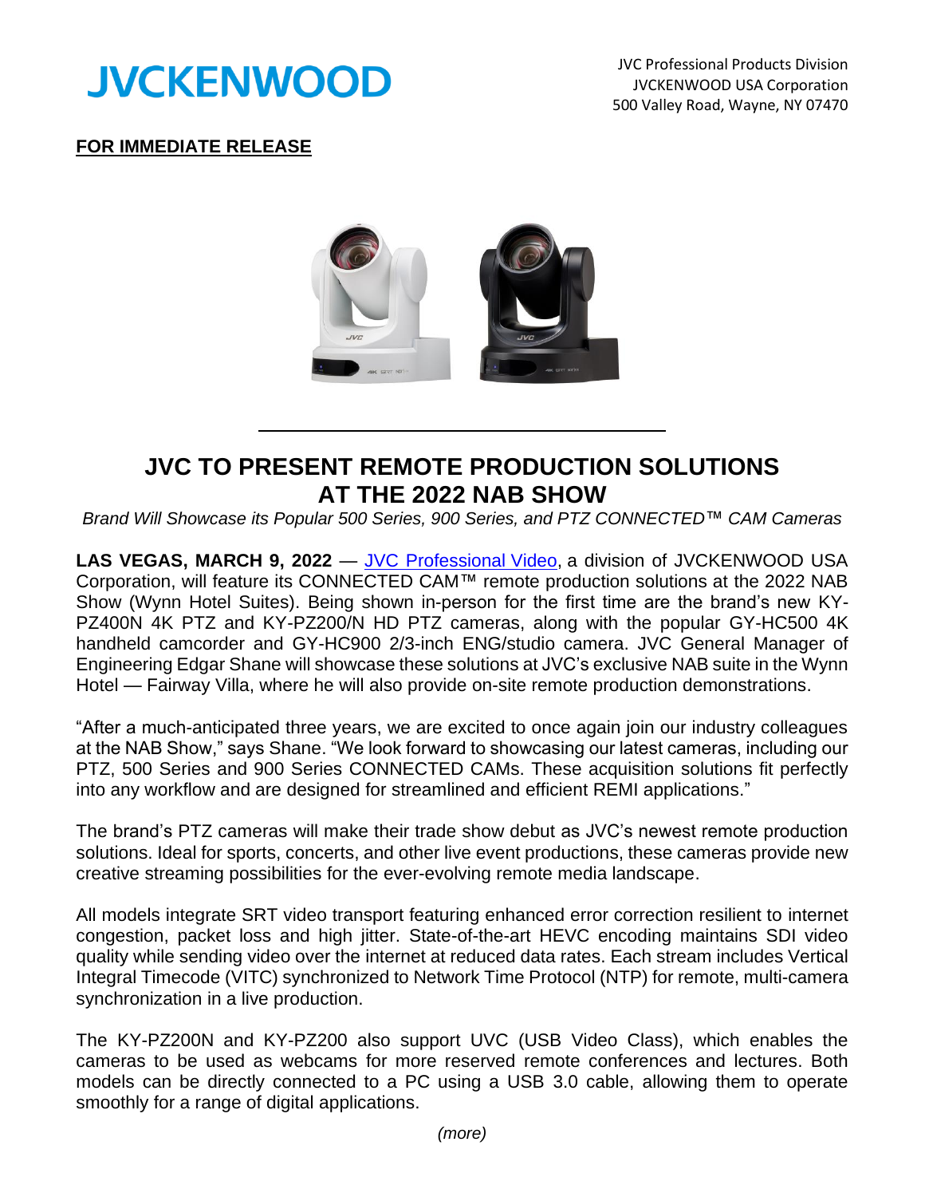JVCKENWOOD

JVC Professional Products Division
JVCKENWOOD USA Corporation
500 Valley Road, Wayne, NY 07470

**FOR IMMEDIATE RELEASE**

# JVC TO PRESENT REMOTE PRODUCTION SOLUTIONS AT THE 2022 NAB SHOW

*Brand Will Showcase its Popular 500 Series, 900 Series, and PTZ CONNECTED™ CAM Cameras*

**LAS VEGAS, MARCH 9, 2022** — JVC Professional Video, a division of JVCKENWOOD USA Corporation, will feature its CONNECTED CAM™ remote production solutions at the 2022 NAB Show (Wynn Hotel Suites). Being shown in-person for the first time are the brand's new KY-PZ400N 4K PTZ and KY-PZ200/N HD PTZ cameras, along with the popular GY-HC500 4K handheld camcorder and GY-HC900 2/3-inch ENG/studio camera. JVC General Manager of Engineering Edgar Shane will showcase these solutions at JVC's exclusive NAB suite in the Wynn Hotel — Fairway Villa, where he will also provide on-site remote production demonstrations.

"After a much-anticipated three years, we are excited to once again join our industry colleagues at the NAB Show," says Shane. "We look forward to showcasing our latest cameras, including our PTZ, 500 Series and 900 Series CONNECTED CAMs. These acquisition solutions fit perfectly into any workflow and are designed for streamlined and efficient REMI applications."

The brand's PTZ cameras will make their trade show debut as JVC's newest remote production solutions. Ideal for sports, concerts, and other live event productions, these cameras provide new creative streaming possibilities for the ever-evolving remote media landscape.

All models integrate SRT video transport featuring enhanced error correction resilient to internet congestion, packet loss and high jitter. State-of-the-art HEVC encoding maintains SDI video quality while sending video over the internet at reduced data rates. Each stream includes Vertical Integral Timecode (VITC) synchronized to Network Time Protocol (NTP) for remote, multi-camera synchronization in a live production.

The KY-PZ200N and KY-PZ200 also support UVC (USB Video Class), which enables the cameras to be used as webcams for more reserved remote conferences and lectures. Both models can be directly connected to a PC using a USB 3.0 cable, allowing them to operate smoothly for a range of digital applications.

*(more)*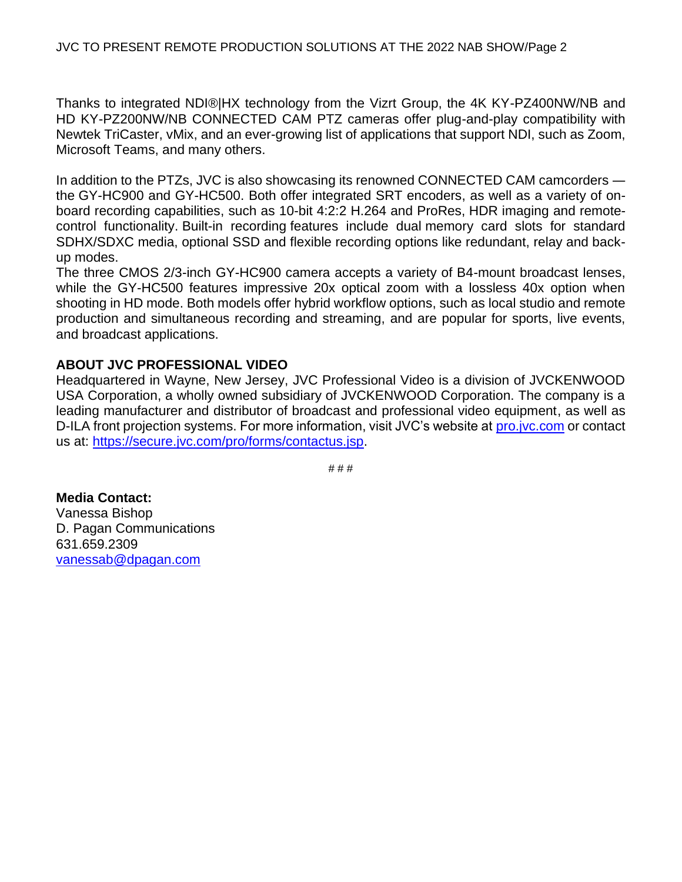Thanks to integrated NDI®|HX technology from the Vizrt Group, the 4K KY-PZ400NW/NB and HD KY-PZ200NW/NB CONNECTED CAM PTZ cameras offer plug-and-play compatibility with Newtek TriCaster, vMix, and an ever-growing list of applications that support NDI, such as Zoom, Microsoft Teams, and many others.

In addition to the PTZs, JVC is also showcasing its renowned CONNECTED CAM camcorders — the GY-HC900 and GY-HC500. Both offer integrated SRT encoders, as well as a variety of on-board recording capabilities, such as 10-bit 4:2:2 H.264 and ProRes, HDR imaging and remote-control functionality. Built-in recording features include dual memory card slots for standard SDHX/SDXC media, optional SSD and flexible recording options like redundant, relay and back-up modes.

The three CMOS 2/3-inch GY-HC900 camera accepts a variety of B4-mount broadcast lenses, while the GY-HC500 features impressive 20x optical zoom with a lossless 40x option when shooting in HD mode. Both models offer hybrid workflow options, such as local studio and remote production and simultaneous recording and streaming, and are popular for sports, live events, and broadcast applications.

**ABOUT JVC PROFESSIONAL VIDEO**

Headquartered in Wayne, New Jersey, JVC Professional Video is a division of JVCKENWOOD USA Corporation, a wholly owned subsidiary of JVCKENWOOD Corporation. The company is a leading manufacturer and distributor of broadcast and professional video equipment, as well as D-ILA front projection systems. For more information, visit JVC's website at [pro.jvc.com](http://pro.jvc.com) or contact us at: [https://secure.jvc.com/pro/forms/contactus.jsp](https://secure.jvc.com/pro/forms/contactus.jsp).

# # #

**Media Contact:**
Vanessa Bishop
D. Pagan Communications
631.659.2309
[vanessab@dpagan.com](mailto:vanessab@dpagan.com)